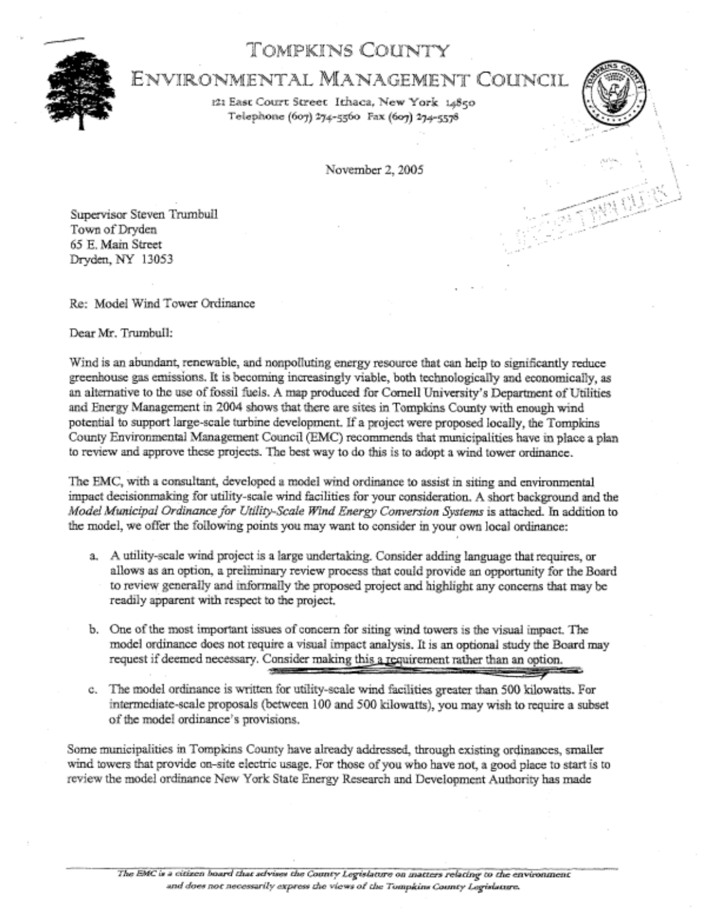# TOMPKINS COUNTY

## ENVIRONMENTAL MANAGEMENT COUNCIL

121 East Court Street Ithaca, New York 14850
Telephone (607) 274-5560 Fax (607) 274-5578

November 2, 2005

Supervisor Steven Trumbull
Town of Dryden
65 E. Main Street
Dryden, NY 13053

Re: Model Wind Tower Ordinance

Dear Mr. Trumbull:

Wind is an abundant, renewable, and nonpolluting energy resource that can help to significantly reduce greenhouse gas emissions. It is becoming increasingly viable, both technologically and economically, as an alternative to the use of fossil fuels. A map produced for Cornell University's Department of Utilities and Energy Management in 2004 shows that there are sites in Tompkins County with enough wind potential to support large-scale turbine development. If a project were proposed locally, the Tompkins County Environmental Management Council (EMC) recommends that municipalities have in place a plan to review and approve these projects. The best way to do this is to adopt a wind tower ordinance.

The EMC, with a consultant, developed a model wind ordinance to assist in siting and environmental impact decisionmaking for utility-scale wind facilities for your consideration. A short background and the *Model Municipal Ordinance for Utility-Scale Wind Energy Conversion Systems* is attached. In addition to the model, we offer the following points you may want to consider in your own local ordinance:

a. A utility-scale wind project is a large undertaking. Consider adding language that requires, or allows as an option, a preliminary review process that could provide an opportunity for the Board to review generally and informally the proposed project and highlight any concerns that may be readily apparent with respect to the project.

b. One of the most important issues of concern for siting wind towers is the visual impact. The model ordinance does not require a visual impact analysis. It is an optional study the Board may request if deemed necessary. Consider making this a requirement rather than an option.

c. The model ordinance is written for utility-scale wind facilities greater than 500 kilowatts. For intermediate-scale proposals (between 100 and 500 kilowatts), you may wish to require a subset of the model ordinance's provisions.

Some municipalities in Tompkins County have already addressed, through existing ordinances, smaller wind towers that provide on-site electric usage. For those of you who have not, a good place to start is to review the model ordinance New York State Energy Research and Development Authority has made

*The EMC is a citizen board that advises the County Legislature on matters relating to the environment and does not necessarily express the views of the Tompkins County Legislature.*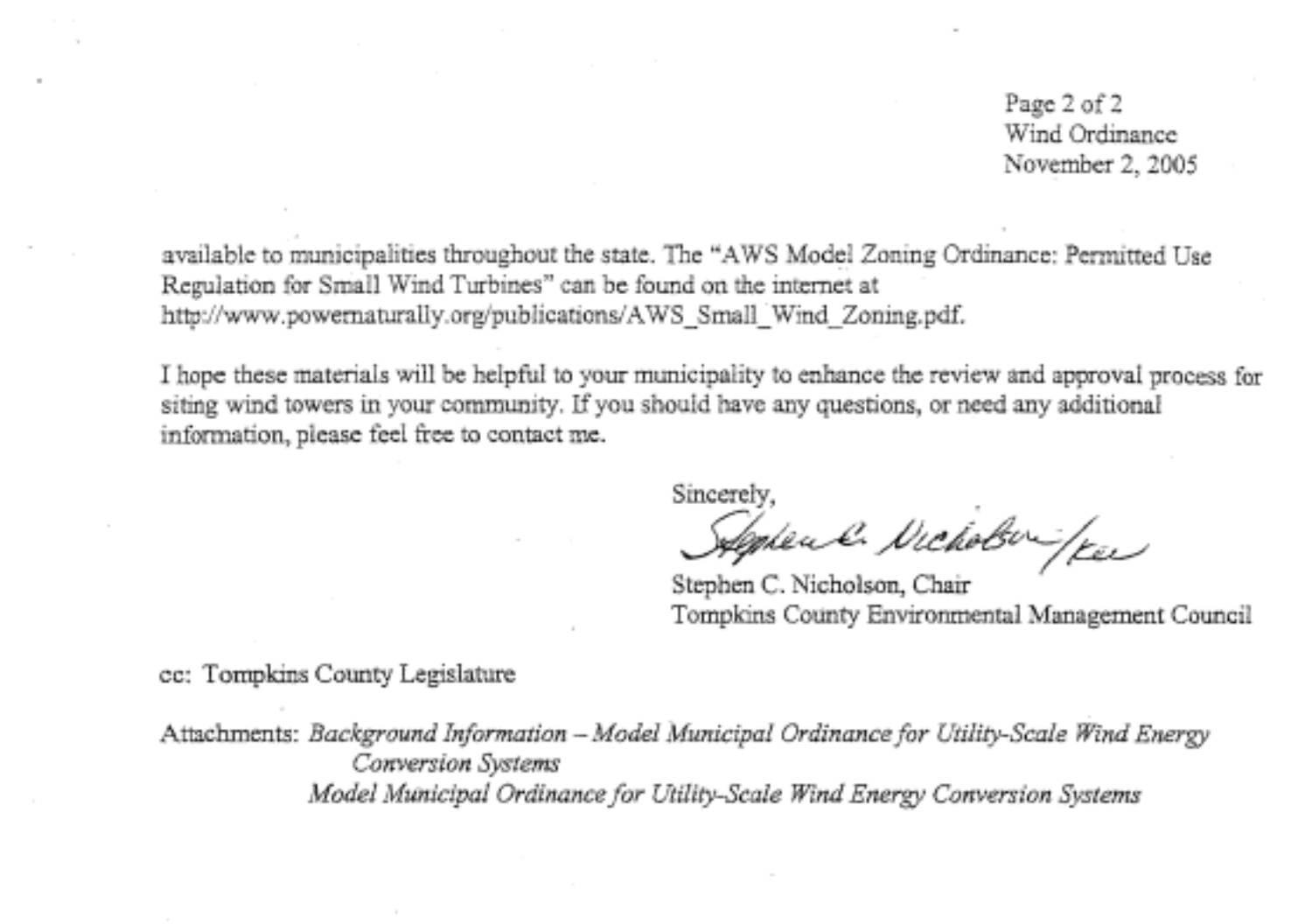available to municipalities throughout the state. The "AWS Model Zoning Ordinance: Permitted Use Regulation for Small Wind Turbines" can be found on the internet at http://www.powernaturally.org/publications/AWS_Small_Wind_Zoning.pdf.

I hope these materials will be helpful to your municipality to enhance the review and approval process for siting wind towers in your community. If you should have any questions, or need any additional information, please feel free to contact me.

Sincerely,

Stephen C. Nicholson, Chair
Tompkins County Environmental Management Council

cc: Tompkins County Legislature

Attachments: *Background Information – Model Municipal Ordinance for Utility-Scale Wind Energy Conversion Systems*
*Model Municipal Ordinance for Utility-Scale Wind Energy Conversion Systems*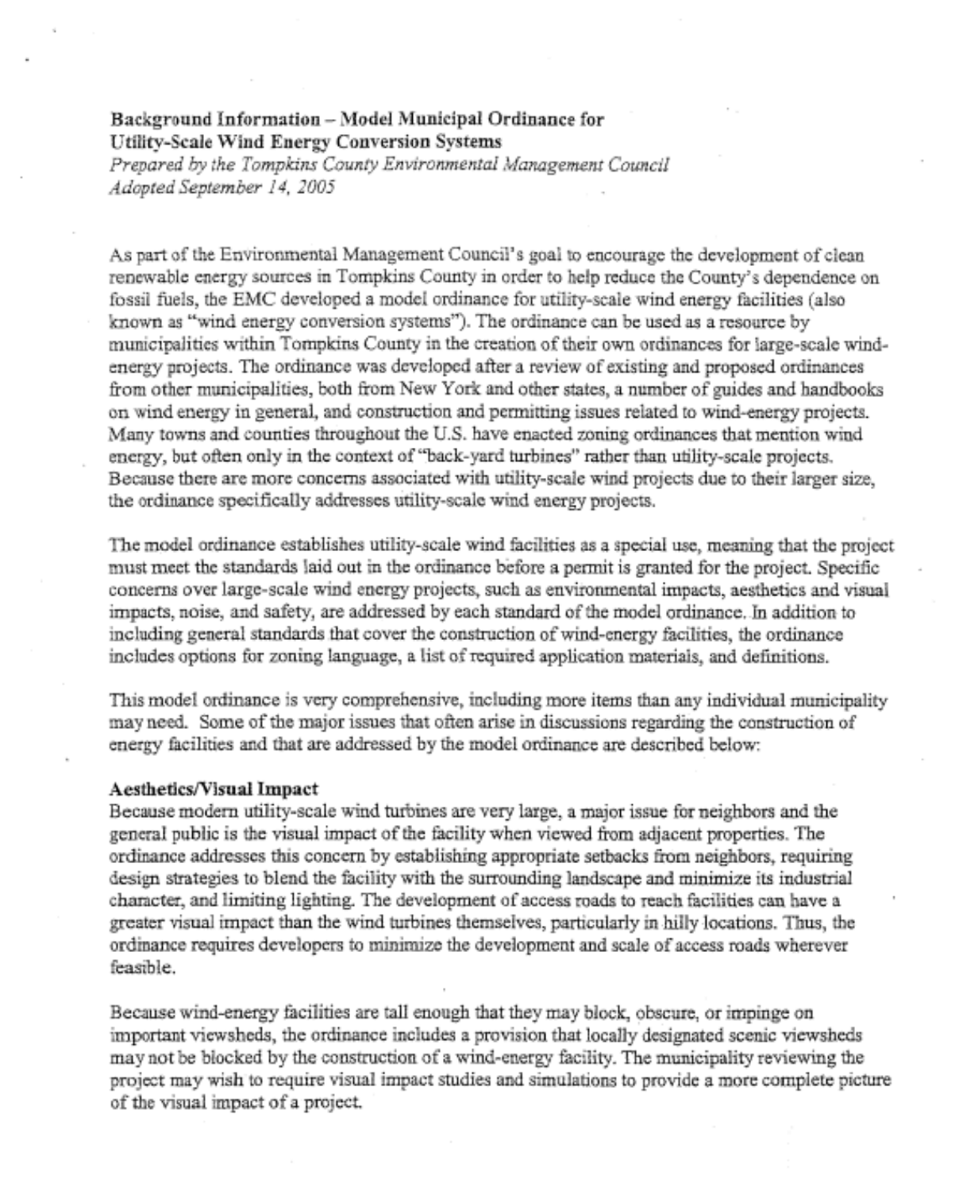**Background Information – Model Municipal Ordinance for Utility-Scale Wind Energy Conversion Systems**
*Prepared by the Tompkins County Environmental Management Council*
*Adopted September 14, 2005*

As part of the Environmental Management Council's goal to encourage the development of clean renewable energy sources in Tompkins County in order to help reduce the County's dependence on fossil fuels, the EMC developed a model ordinance for utility-scale wind energy facilities (also known as "wind energy conversion systems"). The ordinance can be used as a resource by municipalities within Tompkins County in the creation of their own ordinances for large-scale wind-energy projects. The ordinance was developed after a review of existing and proposed ordinances from other municipalities, both from New York and other states, a number of guides and handbooks on wind energy in general, and construction and permitting issues related to wind-energy projects. Many towns and counties throughout the U.S. have enacted zoning ordinances that mention wind energy, but often only in the context of "back-yard turbines" rather than utility-scale projects. Because there are more concerns associated with utility-scale wind projects due to their larger size, the ordinance specifically addresses utility-scale wind energy projects.

The model ordinance establishes utility-scale wind facilities as a special use, meaning that the project must meet the standards laid out in the ordinance before a permit is granted for the project. Specific concerns over large-scale wind energy projects, such as environmental impacts, aesthetics and visual impacts, noise, and safety, are addressed by each standard of the model ordinance. In addition to including general standards that cover the construction of wind-energy facilities, the ordinance includes options for zoning language, a list of required application materials, and definitions.

This model ordinance is very comprehensive, including more items than any individual municipality may need. Some of the major issues that often arise in discussions regarding the construction of energy facilities and that are addressed by the model ordinance are described below:

**Aesthetics/Visual Impact**
Because modern utility-scale wind turbines are very large, a major issue for neighbors and the general public is the visual impact of the facility when viewed from adjacent properties. The ordinance addresses this concern by establishing appropriate setbacks from neighbors, requiring design strategies to blend the facility with the surrounding landscape and minimize its industrial character, and limiting lighting. The development of access roads to reach facilities can have a greater visual impact than the wind turbines themselves, particularly in hilly locations. Thus, the ordinance requires developers to minimize the development and scale of access roads wherever feasible.

Because wind-energy facilities are tall enough that they may block, obscure, or impinge on important viewsheds, the ordinance includes a provision that locally designated scenic viewsheds may not be blocked by the construction of a wind-energy facility. The municipality reviewing the project may wish to require visual impact studies and simulations to provide a more complete picture of the visual impact of a project.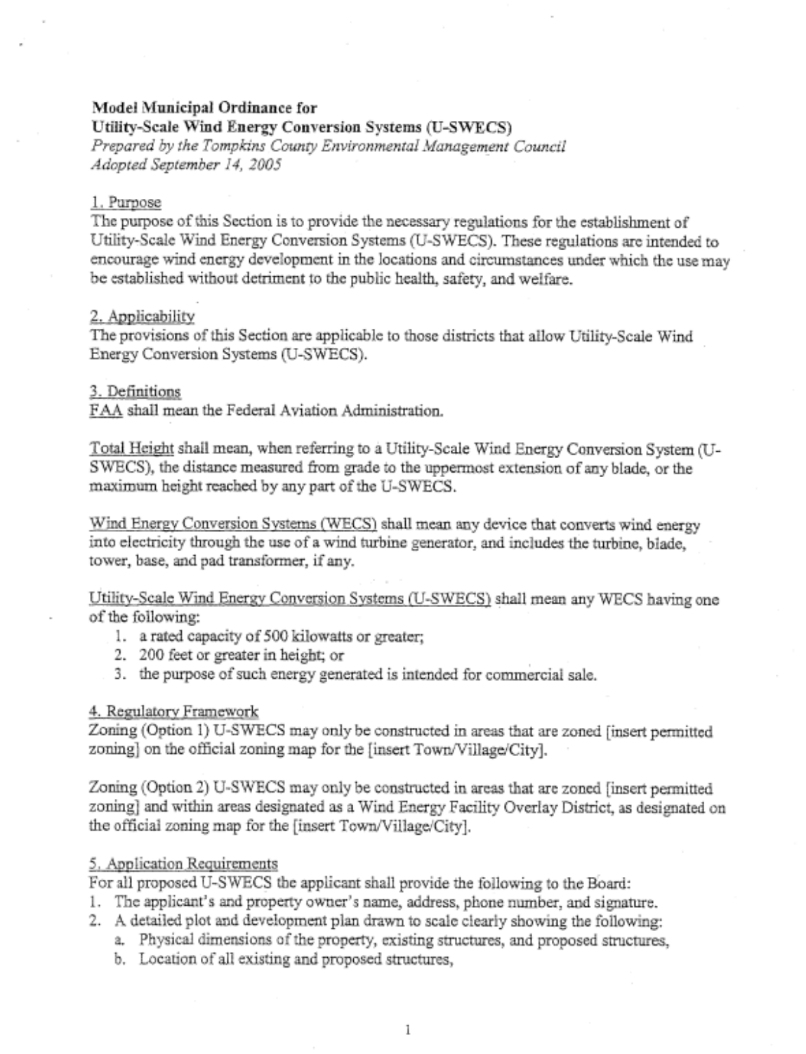**Model Municipal Ordinance for**
**Utility-Scale Wind Energy Conversion Systems (U-SWECS)**
*Prepared by the Tompkins County Environmental Management Council*
*Adopted September 14, 2005*

## 1. Purpose

The purpose of this Section is to provide the necessary regulations for the establishment of Utility-Scale Wind Energy Conversion Systems (U-SWECS). These regulations are intended to encourage wind energy development in the locations and circumstances under which the use may be established without detriment to the public health, safety, and welfare.

## 2. Applicability

The provisions of this Section are applicable to those districts that allow Utility-Scale Wind Energy Conversion Systems (U-SWECS).

## 3. Definitions

FAA shall mean the Federal Aviation Administration.

Total Height shall mean, when referring to a Utility-Scale Wind Energy Conversion System (U-SWECS), the distance measured from grade to the uppermost extension of any blade, or the maximum height reached by any part of the U-SWECS.

Wind Energy Conversion Systems (WECS) shall mean any device that converts wind energy into electricity through the use of a wind turbine generator, and includes the turbine, blade, tower, base, and pad transformer, if any.

Utility-Scale Wind Energy Conversion Systems (U-SWECS) shall mean any WECS having one of the following:

1. a rated capacity of 500 kilowatts or greater;
2. 200 feet or greater in height; or
3. the purpose of such energy generated is intended for commercial sale.

## 4. Regulatory Framework

Zoning (Option 1) U-SWECS may only be constructed in areas that are zoned [insert permitted zoning] on the official zoning map for the [insert Town/Village/City].

Zoning (Option 2) U-SWECS may only be constructed in areas that are zoned [insert permitted zoning] and within areas designated as a Wind Energy Facility Overlay District, as designated on the official zoning map for the [insert Town/Village/City].

## 5. Application Requirements

For all proposed U-SWECS the applicant shall provide the following to the Board:

1. The applicant's and property owner's name, address, phone number, and signature.
2. A detailed plot and development plan drawn to scale clearly showing the following:
   a. Physical dimensions of the property, existing structures, and proposed structures,
   b. Location of all existing and proposed structures,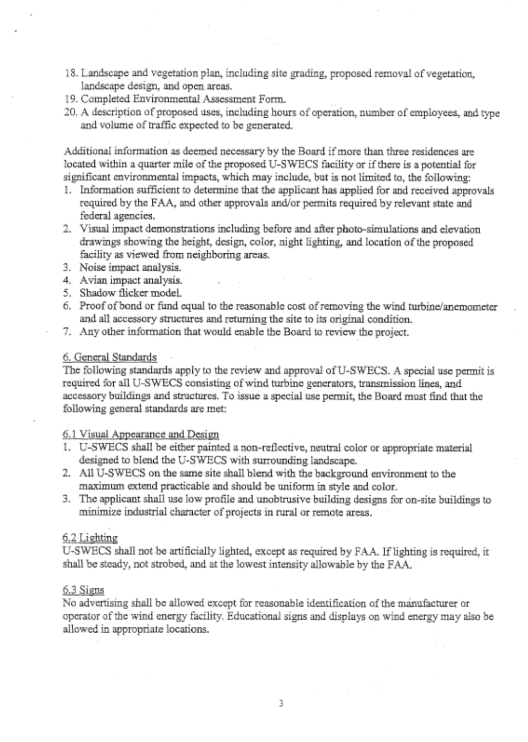18. Landscape and vegetation plan, including site grading, proposed removal of vegetation, landscape design, and open areas.
19. Completed Environmental Assessment Form.
20. A description of proposed uses, including hours of operation, number of employees, and type and volume of traffic expected to be generated.

Additional information as deemed necessary by the Board if more than three residences are located within a quarter mile of the proposed U-SWECS facility or if there is a potential for significant environmental impacts, which may include, but is not limited to, the following:

1. Information sufficient to determine that the applicant has applied for and received approvals required by the FAA, and other approvals and/or permits required by relevant state and federal agencies.
2. Visual impact demonstrations including before and after photo-simulations and elevation drawings showing the height, design, color, night lighting, and location of the proposed facility as viewed from neighboring areas.
3. Noise impact analysis.
4. Avian impact analysis.
5. Shadow flicker model.
6. Proof of bond or fund equal to the reasonable cost of removing the wind turbine/anemometer and all accessory structures and returning the site to its original condition.
7. Any other information that would enable the Board to review the project.

## 6. General Standards

The following standards apply to the review and approval of U-SWECS. A special use permit is required for all U-SWECS consisting of wind turbine generators, transmission lines, and accessory buildings and structures. To issue a special use permit, the Board must find that the following general standards are met:

### 6.1 Visual Appearance and Design

1. U-SWECS shall be either painted a non-reflective, neutral color or appropriate material designed to blend the U-SWECS with surrounding landscape.
2. All U-SWECS on the same site shall blend with the background environment to the maximum extend practicable and should be uniform in style and color.
3. The applicant shall use low profile and unobtrusive building designs for on-site buildings to minimize industrial character of projects in rural or remote areas.

### 6.2 Lighting

U-SWECS shall not be artificially lighted, except as required by FAA. If lighting is required, it shall be steady, not strobed, and at the lowest intensity allowable by the FAA.

### 6.3 Signs

No advertising shall be allowed except for reasonable identification of the manufacturer or operator of the wind energy facility. Educational signs and displays on wind energy may also be allowed in appropriate locations.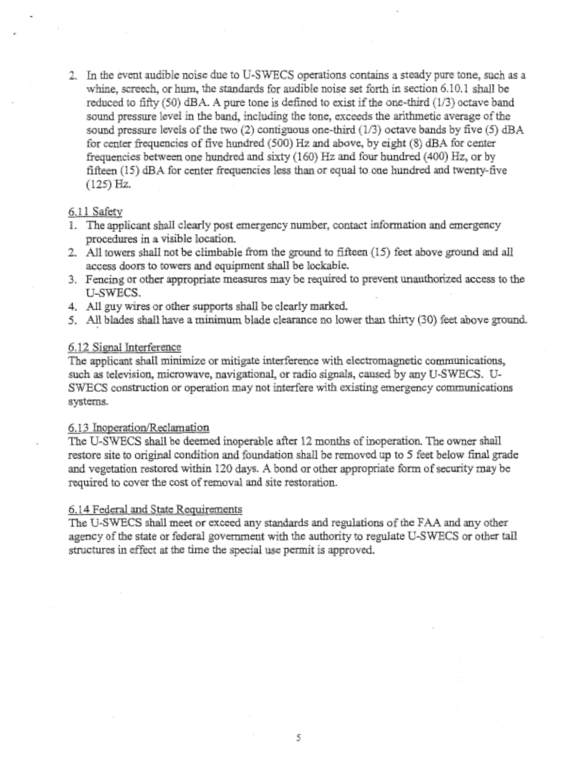2. In the event audible noise due to U-SWECS operations contains a steady pure tone, such as a whine, screech, or hum, the standards for audible noise set forth in section 6.10.1 shall be reduced to fifty (50) dBA. A pure tone is defined to exist if the one-third (1/3) octave band sound pressure level in the band, including the tone, exceeds the arithmetic average of the sound pressure levels of the two (2) contiguous one-third (1/3) octave bands by five (5) dBA for center frequencies of five hundred (500) Hz and above, by eight (8) dBA for center frequencies between one hundred and sixty (160) Hz and four hundred (400) Hz, or by fifteen (15) dBA for center frequencies less than or equal to one hundred and twenty-five (125) Hz.

6.11 Safety

1. The applicant shall clearly post emergency number, contact information and emergency procedures in a visible location.
2. All towers shall not be climbable from the ground to fifteen (15) feet above ground and all access doors to towers and equipment shall be lockable.
3. Fencing or other appropriate measures may be required to prevent unauthorized access to the U-SWECS.
4. All guy wires or other supports shall be clearly marked.
5. All blades shall have a minimum blade clearance no lower than thirty (30) feet above ground.

6.12 Signal Interference

The applicant shall minimize or mitigate interference with electromagnetic communications, such as television, microwave, navigational, or radio signals, caused by any U-SWECS. U-SWECS construction or operation may not interfere with existing emergency communications systems.

6.13 Inoperation/Reclamation

The U-SWECS shall be deemed inoperable after 12 months of inoperation. The owner shall restore site to original condition and foundation shall be removed up to 5 feet below final grade and vegetation restored within 120 days. A bond or other appropriate form of security may be required to cover the cost of removal and site restoration.

6.14 Federal and State Requirements

The U-SWECS shall meet or exceed any standards and regulations of the FAA and any other agency of the state or federal government with the authority to regulate U-SWECS or other tall structures in effect at the time the special use permit is approved.